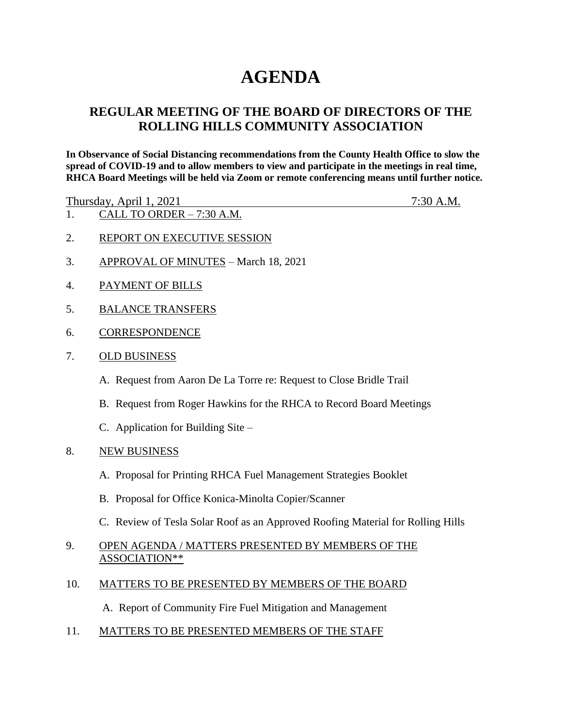# AGENDA

## REGULAR MEETING OF THE BOARD OF DIRECTORS OF THE ROLLING HILLS COMMUNITY ASSOCIATION

**In Observance of Social Distancing recommendations from the County Health Office to slow the spread of COVID-19 and to allow members to view and participate in the meetings in real time, RHCA Board Meetings will be held via Zoom or remote conferencing means until further notice.**

Thursday, April 1, 2021 7:30 A.M.

1. CALL TO ORDER – 7:30 A.M.

2. REPORT ON EXECUTIVE SESSION

3. APPROVAL OF MINUTES – March 18, 2021

4. PAYMENT OF BILLS

5. BALANCE TRANSFERS

6. CORRESPONDENCE

7. OLD BUSINESS

   A. Request from Aaron De La Torre re: Request to Close Bridle Trail

   B. Request from Roger Hawkins for the RHCA to Record Board Meetings

   C. Application for Building Site –

8. NEW BUSINESS

   A. Proposal for Printing RHCA Fuel Management Strategies Booklet

   B. Proposal for Office Konica-Minolta Copier/Scanner

   C. Review of Tesla Solar Roof as an Approved Roofing Material for Rolling Hills

9. OPEN AGENDA / MATTERS PRESENTED BY MEMBERS OF THE ASSOCIATION**

10. MATTERS TO BE PRESENTED BY MEMBERS OF THE BOARD

    A. Report of Community Fire Fuel Mitigation and Management

11. MATTERS TO BE PRESENTED MEMBERS OF THE STAFF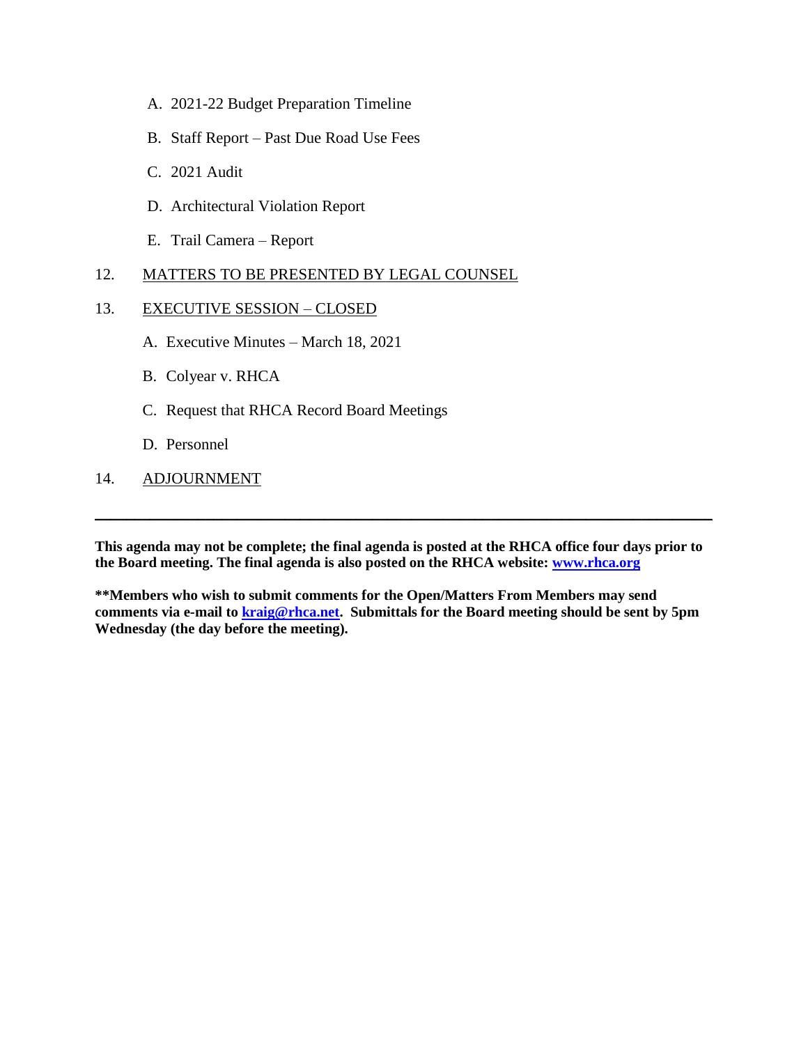A. 2021-22 Budget Preparation Timeline

B. Staff Report – Past Due Road Use Fees

C. 2021 Audit

D. Architectural Violation Report

E. Trail Camera – Report

12. MATTERS TO BE PRESENTED BY LEGAL COUNSEL

13. EXECUTIVE SESSION – CLOSED

A. Executive Minutes – March 18, 2021

B. Colyear v. RHCA

C. Request that RHCA Record Board Meetings

D. Personnel

14. ADJOURNMENT

---

**This agenda may not be complete; the final agenda is posted at the RHCA office four days prior to the Board meeting. The final agenda is also posted on the RHCA website: www.rhca.org**

****Members who wish to submit comments for the Open/Matters From Members may send comments via e-mail to kraig@rhca.net. Submittals for the Board meeting should be sent by 5pm Wednesday (the day before the meeting).**